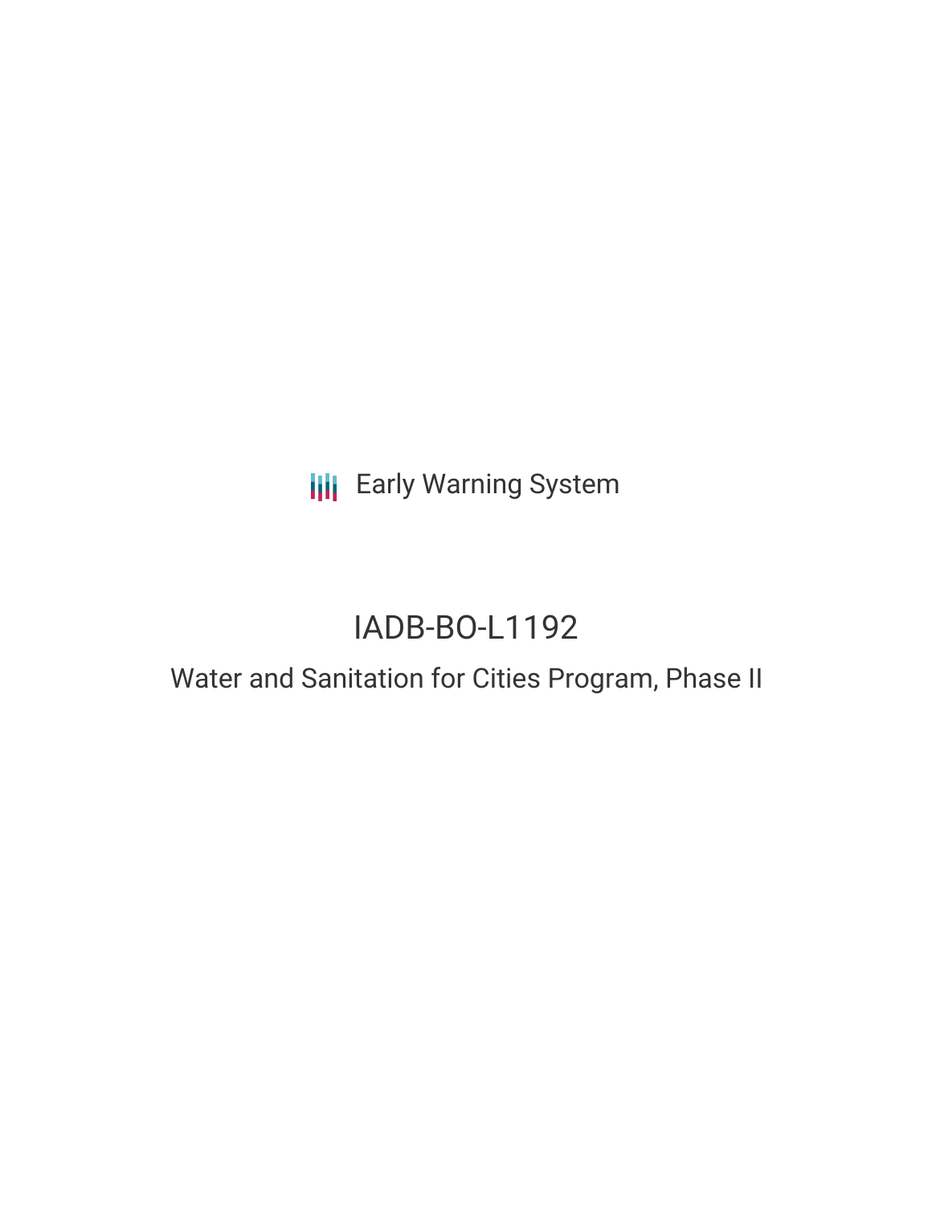Early Warning System

# IADB-BO-L1192

## Water and Sanitation for Cities Program, Phase II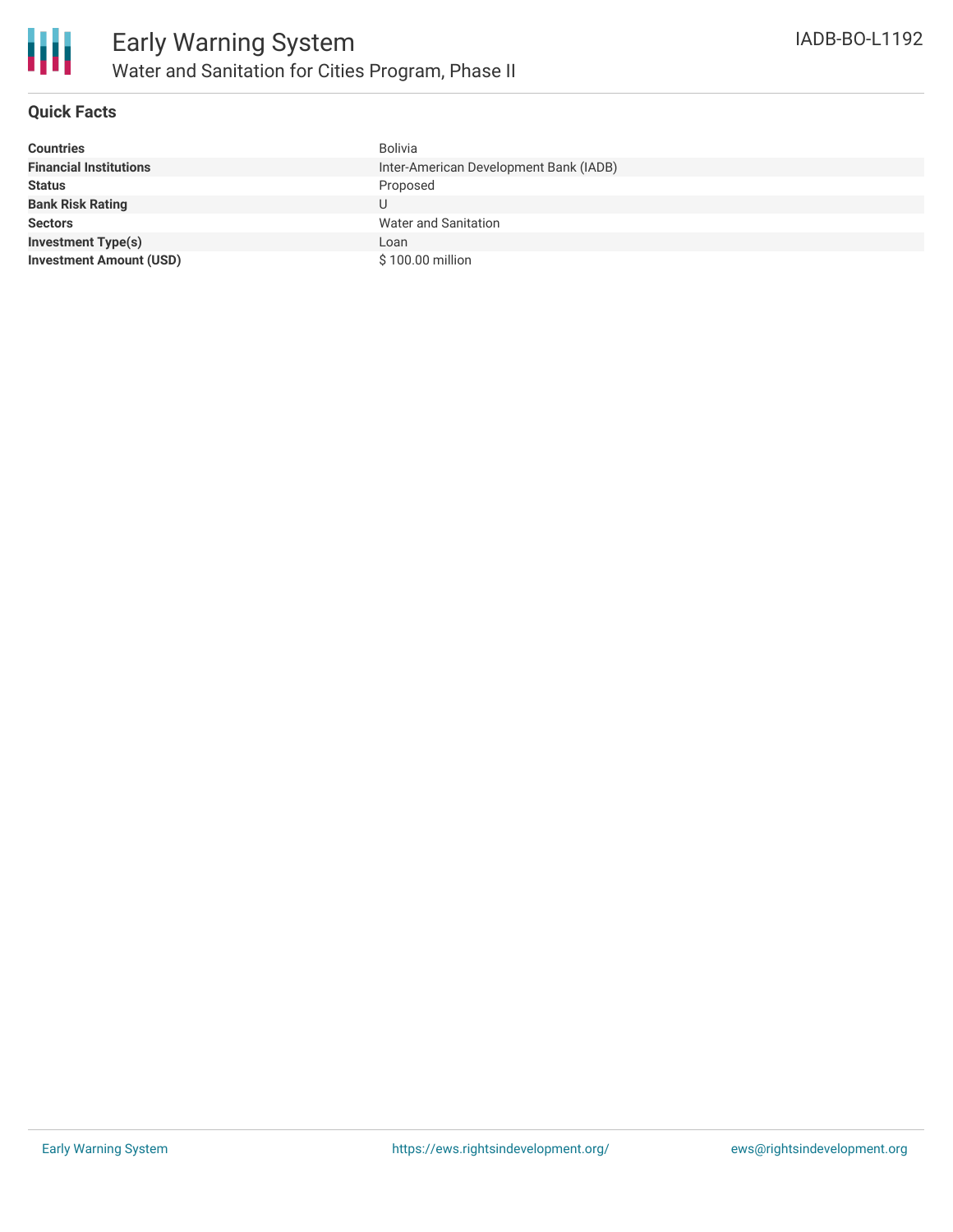# Early Warning System

## Water and Sanitation for Cities Program, Phase II

IADB-BO-L1192

### Quick Facts

| | |
|---|---|
| **Countries** | Bolivia |
| **Financial Institutions** | Inter-American Development Bank (IADB) |
| **Status** | Proposed |
| **Bank Risk Rating** | U |
| **Sectors** | Water and Sanitation |
| **Investment Type(s)** | Loan |
| **Investment Amount (USD)** | $ 100.00 million |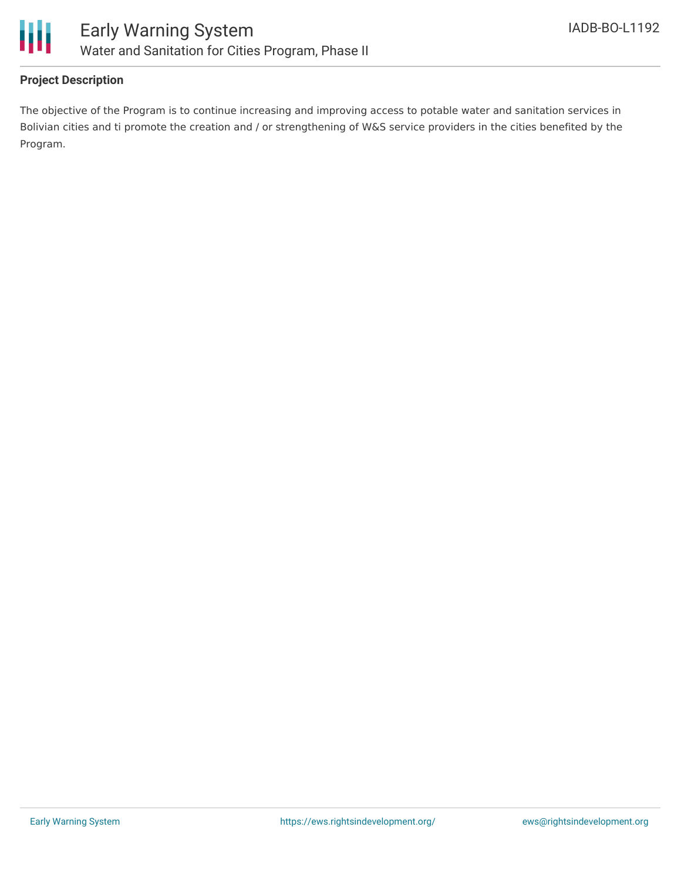## Project Description

The objective of the Program is to continue increasing and improving access to potable water and sanitation services in Bolivian cities and ti promote the creation and / or strengthening of W&S service providers in the cities benefited by the Program.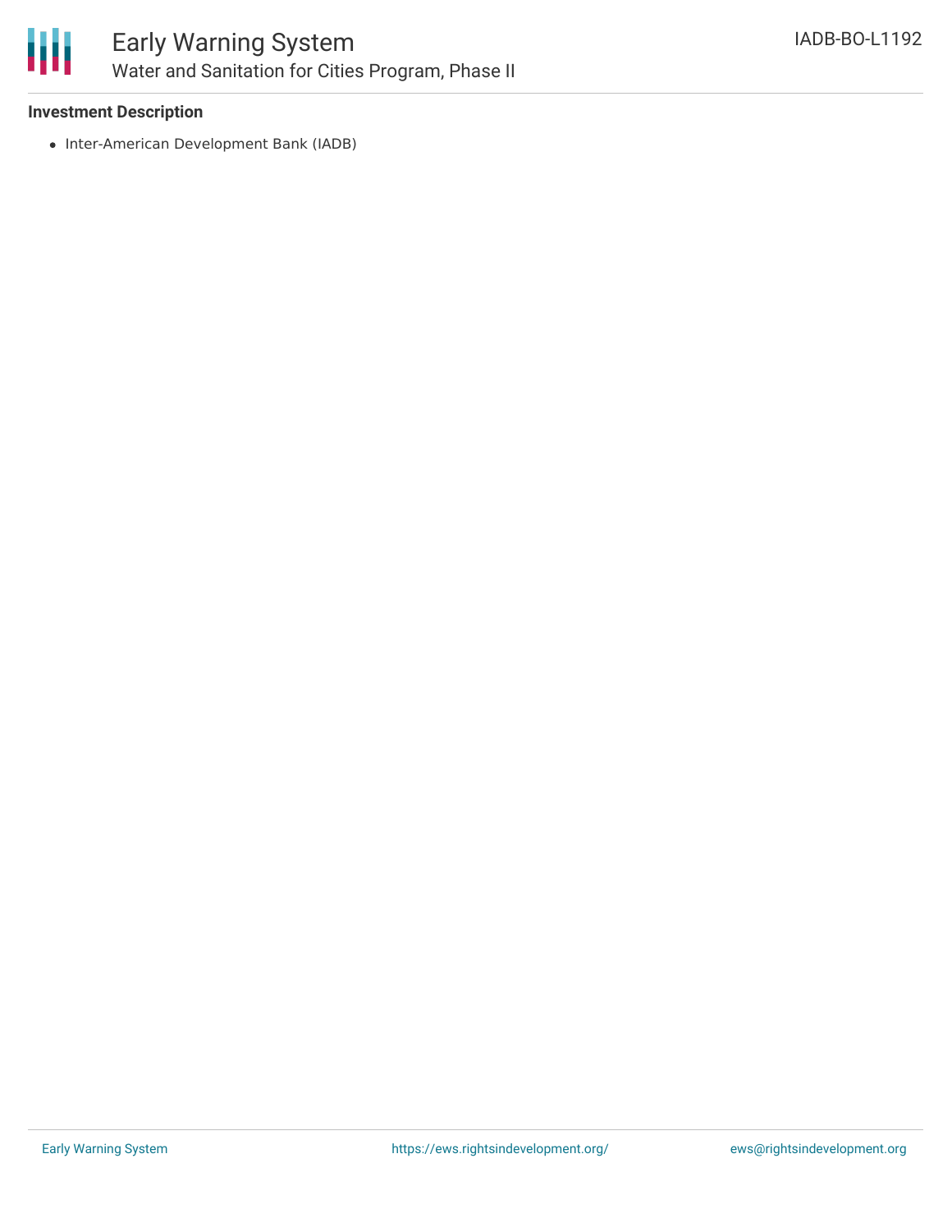**Investment Description**

- Inter-American Development Bank (IADB)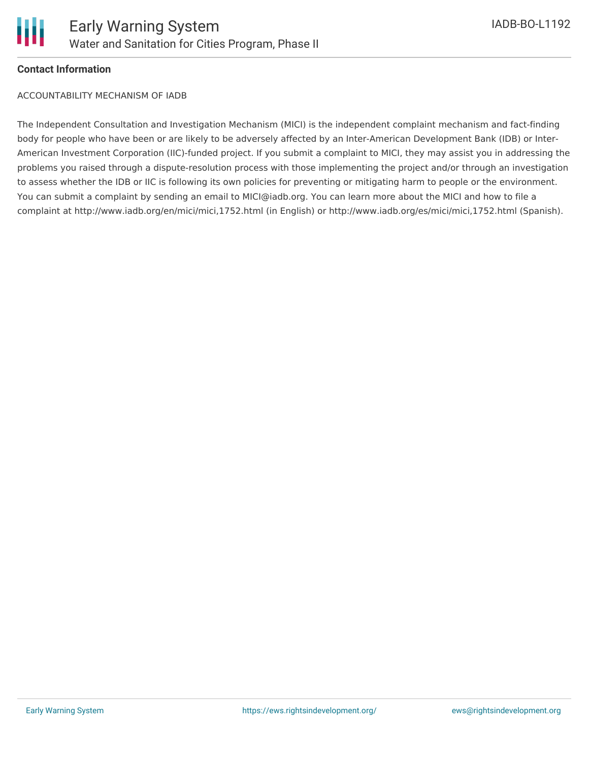**Contact Information**

ACCOUNTABILITY MECHANISM OF IADB

The Independent Consultation and Investigation Mechanism (MICI) is the independent complaint mechanism and fact-finding body for people who have been or are likely to be adversely affected by an Inter-American Development Bank (IDB) or Inter-American Investment Corporation (IIC)-funded project. If you submit a complaint to MICI, they may assist you in addressing the problems you raised through a dispute-resolution process with those implementing the project and/or through an investigation to assess whether the IDB or IIC is following its own policies for preventing or mitigating harm to people or the environment. You can submit a complaint by sending an email to MICI@iadb.org. You can learn more about the MICI and how to file a complaint at http://www.iadb.org/en/mici/mici,1752.html (in English) or http://www.iadb.org/es/mici/mici,1752.html (Spanish).